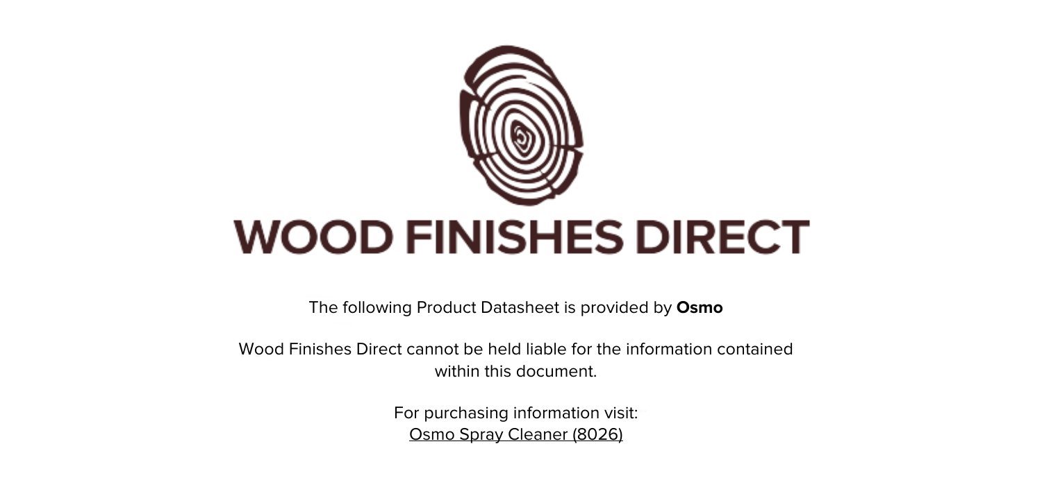# WOOD FINISHES DIRECT

The following Product Datasheet is provided by **Osmo**

Wood Finishes Direct cannot be held liable for the information contained within this document.

For purchasing information visit:
Osmo Spray Cleaner (8026)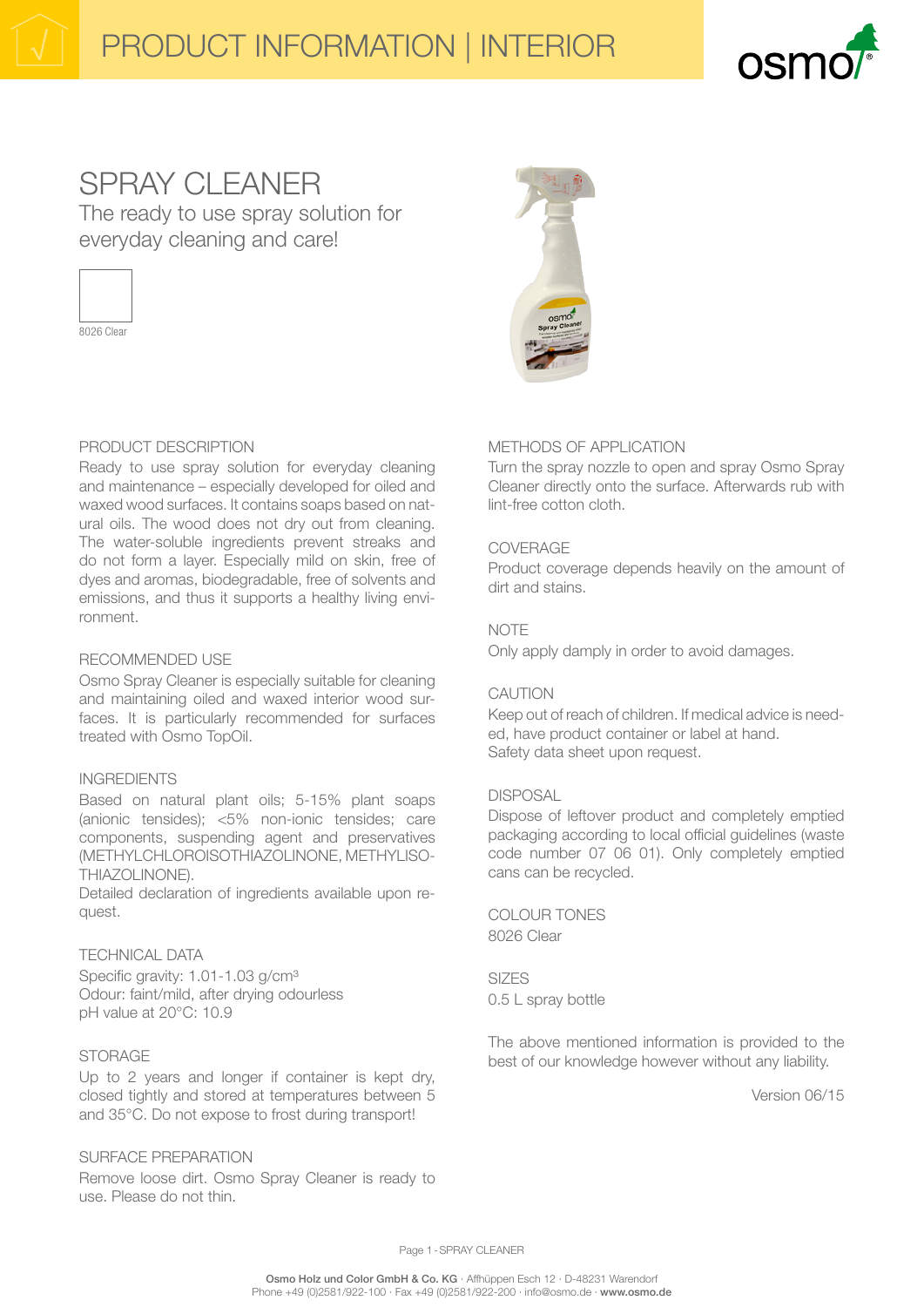# PRODUCT INFORMATION | INTERIOR

## SPRAY CLEANER

The ready to use spray solution for everyday cleaning and care!

8026 Clear

### PRODUCT DESCRIPTION

Ready to use spray solution for everyday cleaning and maintenance – especially developed for oiled and waxed wood surfaces. It contains soaps based on natural oils. The wood does not dry out from cleaning. The water-soluble ingredients prevent streaks and do not form a layer. Especially mild on skin, free of dyes and aromas, biodegradable, free of solvents and emissions, and thus it supports a healthy living environment.

### RECOMMENDED USE

Osmo Spray Cleaner is especially suitable for cleaning and maintaining oiled and waxed interior wood surfaces. It is particularly recommended for surfaces treated with Osmo TopOil.

### INGREDIENTS

Based on natural plant oils; 5-15% plant soaps (anionic tensides); <5% non-ionic tensides; care components, suspending agent and preservatives (METHYLCHLOROISOTHIAZOLINONE, METHYLISOTHIAZOLINONE).
Detailed declaration of ingredients available upon request.

### TECHNICAL DATA

Specific gravity: 1.01-1.03 g/cm$^3$
Odour: faint/mild, after drying odourless
pH value at 20°C: 10.9

### STORAGE

Up to 2 years and longer if container is kept dry, closed tightly and stored at temperatures between 5 and 35°C. Do not expose to frost during transport!

### SURFACE PREPARATION

Remove loose dirt. Osmo Spray Cleaner is ready to use. Please do not thin.

### METHODS OF APPLICATION

Turn the spray nozzle to open and spray Osmo Spray Cleaner directly onto the surface. Afterwards rub with lint-free cotton cloth.

### COVERAGE

Product coverage depends heavily on the amount of dirt and stains.

### NOTE

Only apply damply in order to avoid damages.

### CAUTION

Keep out of reach of children. If medical advice is needed, have product container or label at hand.
Safety data sheet upon request.

### DISPOSAL

Dispose of leftover product and completely emptied packaging according to local official guidelines (waste code number 07 06 01). Only completely emptied cans can be recycled.

### COLOUR TONES

8026 Clear

### SIZES

0.5 L spray bottle

The above mentioned information is provided to the best of our knowledge however without any liability.

Version 06/15

**Osmo Holz und Color GmbH & Co. KG** · Affhüppen Esch 12 · D-48231 Warendorf
Phone +49 (0)2581/922-100 · Fax +49 (0)2581/922-200 · info@osmo.de · **www.osmo.de**